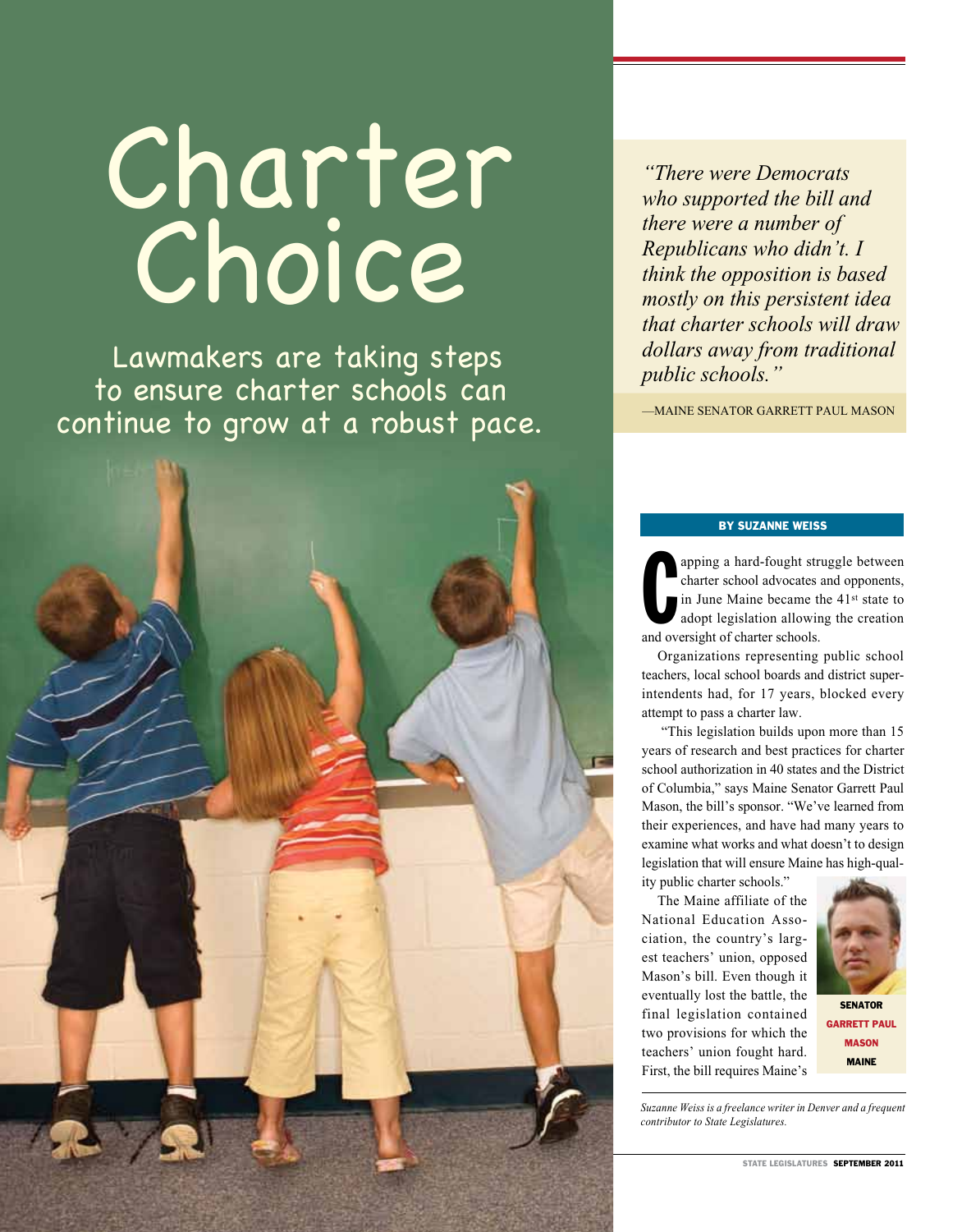# Charter Choice

Lawmakers are taking steps to ensure charter schools can continue to grow at a robust pace.

> *"There were Democrats who supported the bill and there were a number of Republicans who didn't. I think the opposition is based mostly on this persistent idea that charter schools will draw dollars away from traditional public schools."*
>
> —MAINE SENATOR GARRETT PAUL MASON

**BY SUZANNE WEISS**

Capping a hard-fought struggle between charter school advocates and opponents, in June Maine became the 41st state to adopt legislation allowing the creation and oversight of charter schools.

Organizations representing public school teachers, local school boards and district superintendents had, for 17 years, blocked every attempt to pass a charter law.

"This legislation builds upon more than 15 years of research and best practices for charter school authorization in 40 states and the District of Columbia," says Maine Senator Garrett Paul Mason, the bill's sponsor. "We've learned from their experiences, and have had many years to examine what works and what doesn't to design legislation that will ensure Maine has high-quality public charter schools."

The Maine affiliate of the National Education Association, the country's largest teachers' union, opposed Mason's bill. Even though it eventually lost the battle, the final legislation contained two provisions for which the teachers' union fought hard. First, the bill requires Maine's

SENATOR GARRETT PAUL MASON
MAINE

*Suzanne Weiss is a freelance writer in Denver and a frequent contributor to State Legislatures.*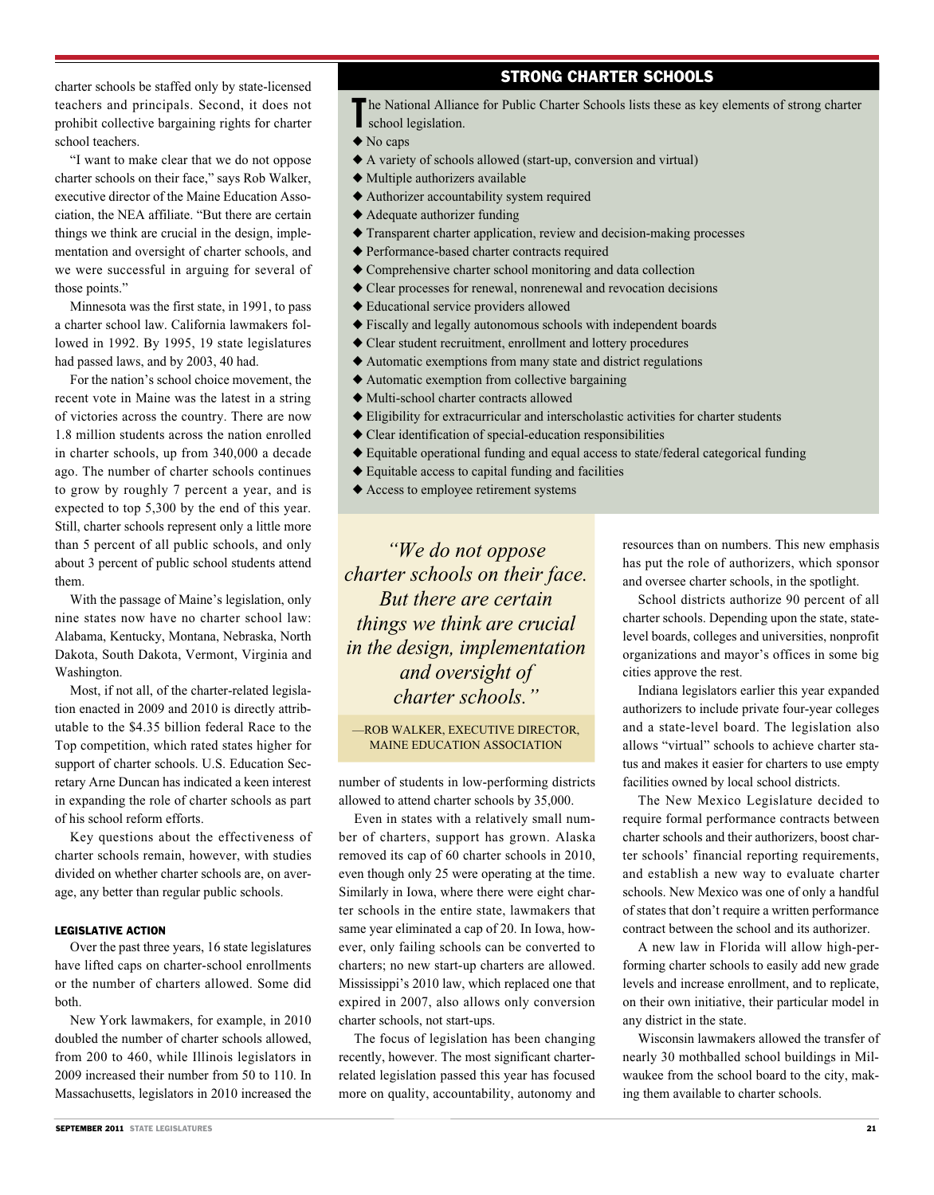charter schools be staffed only by state-licensed teachers and principals. Second, it does not prohibit collective bargaining rights for charter school teachers.

"I want to make clear that we do not oppose charter schools on their face," says Rob Walker, executive director of the Maine Education Association, the NEA affiliate. "But there are certain things we think are crucial in the design, implementation and oversight of charter schools, and we were successful in arguing for several of those points."

Minnesota was the first state, in 1991, to pass a charter school law. California lawmakers followed in 1992. By 1995, 19 state legislatures had passed laws, and by 2003, 40 had.

For the nation's school choice movement, the recent vote in Maine was the latest in a string of victories across the country. There are now 1.8 million students across the nation enrolled in charter schools, up from 340,000 a decade ago. The number of charter schools continues to grow by roughly 7 percent a year, and is expected to top 5,300 by the end of this year. Still, charter schools represent only a little more than 5 percent of all public schools, and only about 3 percent of public school students attend them.

With the passage of Maine's legislation, only nine states now have no charter school law: Alabama, Kentucky, Montana, Nebraska, North Dakota, South Dakota, Vermont, Virginia and Washington.

Most, if not all, of the charter-related legislation enacted in 2009 and 2010 is directly attributable to the $4.35 billion federal Race to the Top competition, which rated states higher for support of charter schools. U.S. Education Secretary Arne Duncan has indicated a keen interest in expanding the role of charter schools as part of his school reform efforts.

Key questions about the effectiveness of charter schools remain, however, with studies divided on whether charter schools are, on average, any better than regular public schools.

### LEGISLATIVE ACTION

Over the past three years, 16 state legislatures have lifted caps on charter-school enrollments or the number of charters allowed. Some did both.

New York lawmakers, for example, in 2010 doubled the number of charter schools allowed, from 200 to 460, while Illinois legislators in 2009 increased their number from 50 to 110. In Massachusetts, legislators in 2010 increased the number of students in low-performing districts allowed to attend charter schools by 35,000.

Even in states with a relatively small number of charters, support has grown. Alaska removed its cap of 60 charter schools in 2010, even though only 25 were operating at the time. Similarly in Iowa, where there were eight charter schools in the entire state, lawmakers that same year eliminated a cap of 20. In Iowa, however, only failing schools can be converted to charters; no new start-up charters are allowed. Mississippi's 2010 law, which replaced one that expired in 2007, also allows only conversion charter schools, not start-ups.

The focus of legislation has been changing recently, however. The most significant charter-related legislation passed this year has focused more on quality, accountability, autonomy and resources than on numbers. This new emphasis has put the role of authorizers, which sponsor and oversee charter schools, in the spotlight.

School districts authorize 90 percent of all charter schools. Depending upon the state, state-level boards, colleges and universities, nonprofit organizations and mayor's offices in some big cities approve the rest.

Indiana legislators earlier this year expanded authorizers to include private four-year colleges and a state-level board. The legislation also allows "virtual" schools to achieve charter status and makes it easier for charters to use empty facilities owned by local school districts.

The New Mexico Legislature decided to require formal performance contracts between charter schools and their authorizers, boost charter schools' financial reporting requirements, and establish a new way to evaluate charter schools. New Mexico was one of only a handful of states that don't require a written performance contract between the school and its authorizer.

A new law in Florida will allow high-performing charter schools to easily add new grade levels and increase enrollment, and to replicate, on their own initiative, their particular model in any district in the state.

Wisconsin lawmakers allowed the transfer of nearly 30 mothballed school buildings in Milwaukee from the school board to the city, making them available to charter schools.

## STRONG CHARTER SCHOOLS

The National Alliance for Public Charter Schools lists these as key elements of strong charter school legislation.

- No caps
- A variety of schools allowed (start-up, conversion and virtual)
- Multiple authorizers available
- Authorizer accountability system required
- Adequate authorizer funding
- Transparent charter application, review and decision-making processes
- Performance-based charter contracts required
- Comprehensive charter school monitoring and data collection
- Clear processes for renewal, nonrenewal and revocation decisions
- Educational service providers allowed
- Fiscally and legally autonomous schools with independent boards
- Clear student recruitment, enrollment and lottery procedures
- Automatic exemptions from many state and district regulations
- Automatic exemption from collective bargaining
- Multi-school charter contracts allowed
- Eligibility for extracurricular and interscholastic activities for charter students
- Clear identification of special-education responsibilities
- Equitable operational funding and equal access to state/federal categorical funding
- Equitable access to capital funding and facilities
- Access to employee retirement systems

> *"We do not oppose charter schools on their face. But there are certain things we think are crucial in the design, implementation and oversight of charter schools."*
>
> —ROB WALKER, EXECUTIVE DIRECTOR, MAINE EDUCATION ASSOCIATION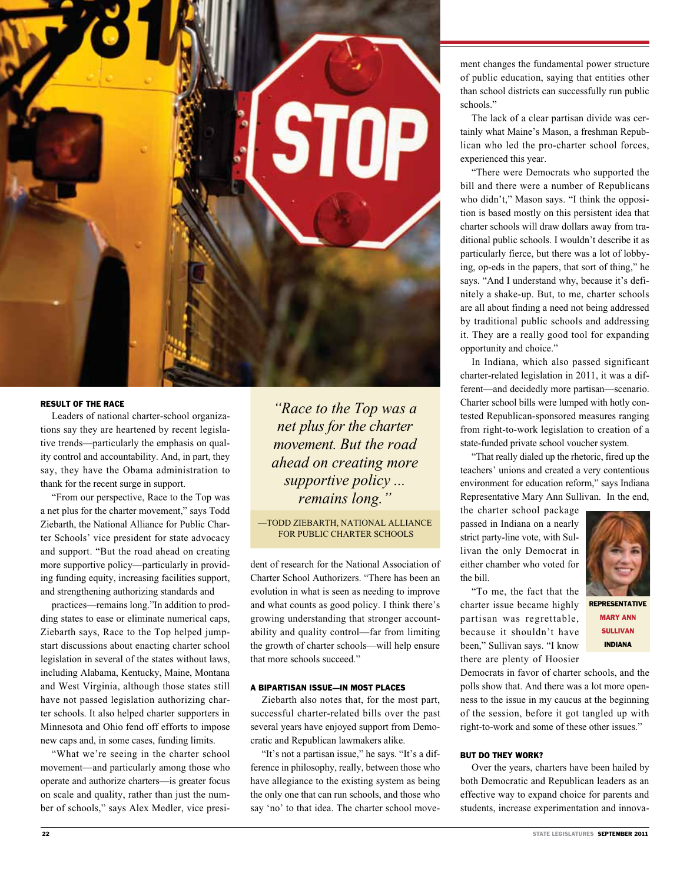ment changes the fundamental power structure of public education, saying that entities other than school districts can successfully run public schools."

The lack of a clear partisan divide was certainly what Maine's Mason, a freshman Republican who led the pro-charter school forces, experienced this year.

"There were Democrats who supported the bill and there were a number of Republicans who didn't," Mason says. "I think the opposition is based mostly on this persistent idea that charter schools will draw dollars away from traditional public schools. I wouldn't describe it as particularly fierce, but there was a lot of lobbying, op-eds in the papers, that sort of thing," he says. "And I understand why, because it's definitely a shake-up. But, to me, charter schools are all about finding a need not being addressed by traditional public schools and addressing it. They are a really good tool for expanding opportunity and choice."

In Indiana, which also passed significant charter-related legislation in 2011, it was a different—and decidedly more partisan—scenario. Charter school bills were lumped with hotly contested Republican-sponsored measures ranging from right-to-work legislation to creation of a state-funded private school voucher system.

"That really dialed up the rhetoric, fired up the teachers' unions and created a very contentious environment for education reform," says Indiana Representative Mary Ann Sullivan. In the end, the charter school package passed in Indiana on a nearly strict party-line vote, with Sullivan the only Democrat in either chamber who voted for the bill.

**REPRESENTATIVE MARY ANN SULLIVAN INDIANA**

"To me, the fact that the charter issue became highly partisan was regrettable, because it shouldn't have been," Sullivan says. "I know there are plenty of Hoosier Democrats in favor of charter schools, and the polls show that. And there was a lot more openness to the issue in my caucus at the beginning of the session, before it got tangled up with right-to-work and some of these other issues."

### RESULT OF THE RACE

Leaders of national charter-school organizations say they are heartened by recent legislative trends—particularly the emphasis on quality control and accountability. And, in part, they say, they have the Obama administration to thank for the recent surge in support.

"From our perspective, Race to the Top was a net plus for the charter movement," says Todd Ziebarth, the National Alliance for Public Charter Schools' vice president for state advocacy and support. "But the road ahead on creating more supportive policy—particularly in providing funding equity, increasing facilities support, and strengthening authorizing standards and practices—remains long." In addition to prodding states to ease or eliminate numerical caps, Ziebarth says, Race to the Top helped jumpstart discussions about enacting charter school legislation in several of the states without laws, including Alabama, Kentucky, Maine, Montana and West Virginia, although those states still have not passed legislation authorizing charter schools. It also helped charter supporters in Minnesota and Ohio fend off efforts to impose new caps and, in some cases, funding limits.

"What we're seeing in the charter school movement—and particularly among those who operate and authorize charters—is greater focus on scale and quality, rather than just the number of schools," says Alex Medler, vice president of research for the National Association of Charter School Authorizers. "There has been an evolution in what is seen as needing to improve and what counts as good policy. I think there's growing understanding that stronger accountability and quality control—far from limiting the growth of charter schools—will help ensure that more schools succeed."

> *"Race to the Top was a net plus for the charter movement. But the road ahead on creating more supportive policy ... remains long."*
>
> —TODD ZIEBARTH, NATIONAL ALLIANCE FOR PUBLIC CHARTER SCHOOLS

### A BIPARTISAN ISSUE—IN MOST PLACES

Ziebarth also notes that, for the most part, successful charter-related bills over the past several years have enjoyed support from Democratic and Republican lawmakers alike.

"It's not a partisan issue," he says. "It's a difference in philosophy, really, between those who have allegiance to the existing system as being the only one that can run schools, and those who say 'no' to that idea. The charter school move-

### BUT DO THEY WORK?

Over the years, charters have been hailed by both Democratic and Republican leaders as an effective way to expand choice for parents and students, increase experimentation and innova-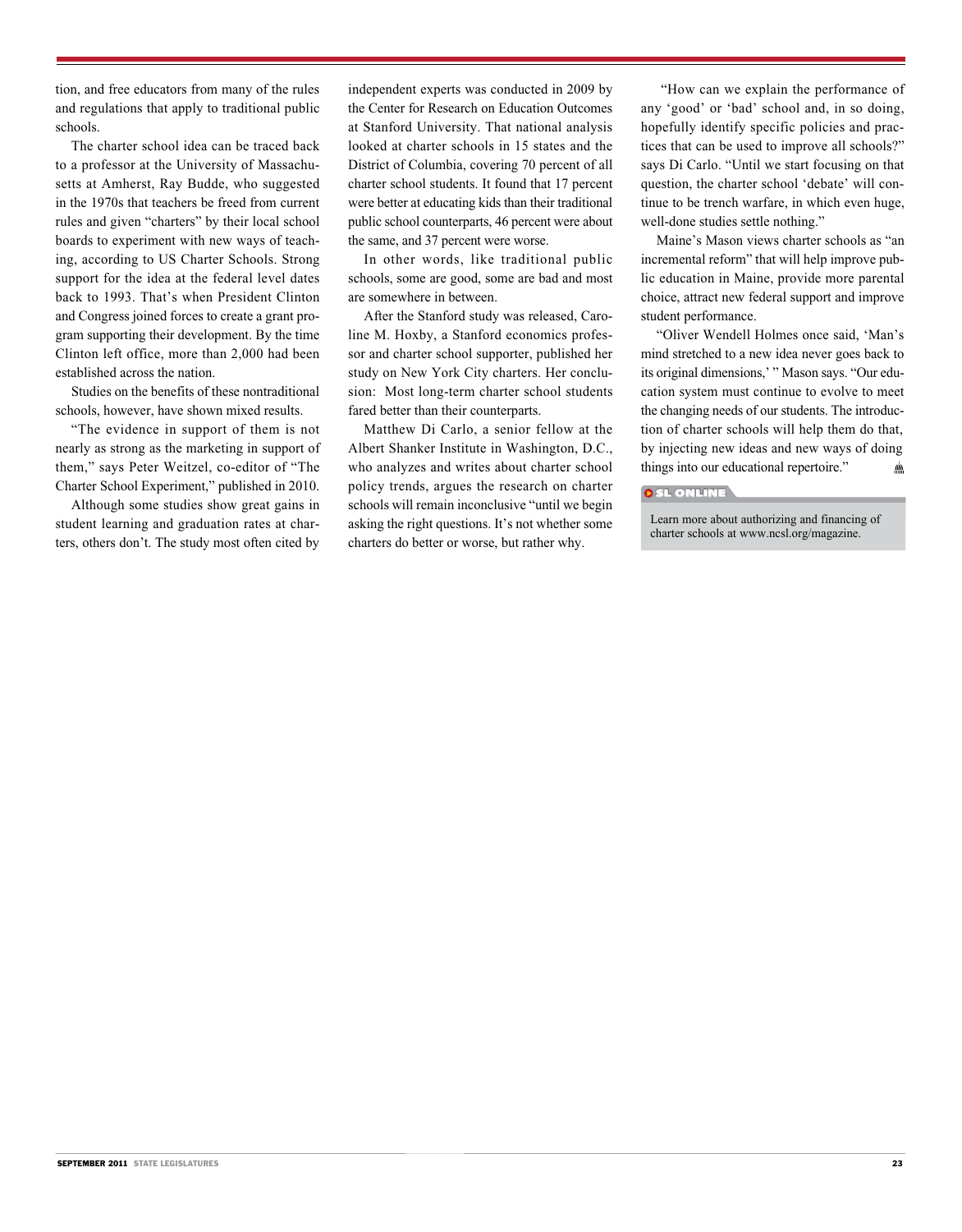tion, and free educators from many of the rules and regulations that apply to traditional public schools.

The charter school idea can be traced back to a professor at the University of Massachusetts at Amherst, Ray Budde, who suggested in the 1970s that teachers be freed from current rules and given "charters" by their local school boards to experiment with new ways of teaching, according to US Charter Schools. Strong support for the idea at the federal level dates back to 1993. That's when President Clinton and Congress joined forces to create a grant program supporting their development. By the time Clinton left office, more than 2,000 had been established across the nation.

Studies on the benefits of these nontraditional schools, however, have shown mixed results.

"The evidence in support of them is not nearly as strong as the marketing in support of them," says Peter Weitzel, co-editor of "The Charter School Experiment," published in 2010.

Although some studies show great gains in student learning and graduation rates at charters, others don't. The study most often cited by independent experts was conducted in 2009 by the Center for Research on Education Outcomes at Stanford University. That national analysis looked at charter schools in 15 states and the District of Columbia, covering 70 percent of all charter school students. It found that 17 percent were better at educating kids than their traditional public school counterparts, 46 percent were about the same, and 37 percent were worse.

In other words, like traditional public schools, some are good, some are bad and most are somewhere in between.

After the Stanford study was released, Caroline M. Hoxby, a Stanford economics professor and charter school supporter, published her study on New York City charters. Her conclusion: Most long-term charter school students fared better than their counterparts.

Matthew Di Carlo, a senior fellow at the Albert Shanker Institute in Washington, D.C., who analyzes and writes about charter school policy trends, argues the research on charter schools will remain inconclusive "until we begin asking the right questions. It's not whether some charters do better or worse, but rather why.

"How can we explain the performance of any 'good' or 'bad' school and, in so doing, hopefully identify specific policies and practices that can be used to improve all schools?" says Di Carlo. "Until we start focusing on that question, the charter school 'debate' will continue to be trench warfare, in which even huge, well-done studies settle nothing."

Maine's Mason views charter schools as "an incremental reform" that will help improve public education in Maine, provide more parental choice, attract new federal support and improve student performance.

"Oliver Wendell Holmes once said, 'Man's mind stretched to a new idea never goes back to its original dimensions,' " Mason says. "Our education system must continue to evolve to meet the changing needs of our students. The introduction of charter schools will help them do that, by injecting new ideas and new ways of doing things into our educational repertoire."

**SL ONLINE**

Learn more about authorizing and financing of charter schools at www.ncsl.org/magazine.